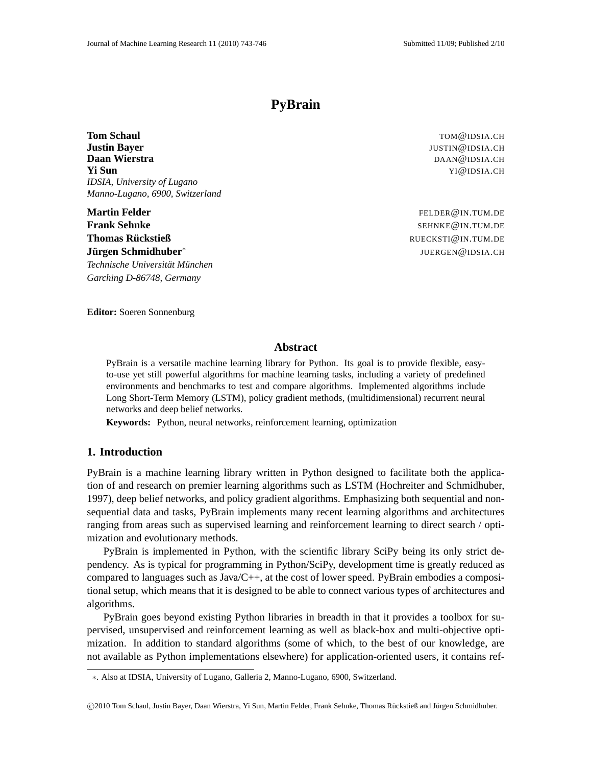# PyBrain

**Tom Schaul** TOM@IDSIA.CH
**Justin Bayer** JUSTIN@IDSIA.CH
**Daan Wierstra** DAAN@IDSIA.CH
**Yi Sun** YI@IDSIA.CH
*IDSIA, University of Lugano*
*Manno-Lugano, 6900, Switzerland*

**Martin Felder** FELDER@IN.TUM.DE
**Frank Sehnke** SEHNKE@IN.TUM.DE
**Thomas Rückstieß** RUECKSTI@IN.TUM.DE
**Jürgen Schmidhuber**[*] JUERGEN@IDSIA.CH
*Technische Universität München*
*Garching D-86748, Germany*

**Editor:** Soeren Sonnenburg

## Abstract

PyBrain is a versatile machine learning library for Python. Its goal is to provide flexible, easy-to-use yet still powerful algorithms for machine learning tasks, including a variety of predefined environments and benchmarks to test and compare algorithms. Implemented algorithms include Long Short-Term Memory (LSTM), policy gradient methods, (multidimensional) recurrent neural networks and deep belief networks.

**Keywords:** Python, neural networks, reinforcement learning, optimization

## 1. Introduction

PyBrain is a machine learning library written in Python designed to facilitate both the application of and research on premier learning algorithms such as LSTM (Hochreiter and Schmidhuber, 1997), deep belief networks, and policy gradient algorithms. Emphasizing both sequential and non-sequential data and tasks, PyBrain implements many recent learning algorithms and architectures ranging from areas such as supervised learning and reinforcement learning to direct search / optimization and evolutionary methods.

PyBrain is implemented in Python, with the scientific library SciPy being its only strict dependency. As is typical for programming in Python/SciPy, development time is greatly reduced as compared to languages such as Java/C++, at the cost of lower speed. PyBrain embodies a compositional setup, which means that it is designed to be able to connect various types of architectures and algorithms.

PyBrain goes beyond existing Python libraries in breadth in that it provides a toolbox for supervised, unsupervised and reinforcement learning as well as black-box and multi-objective optimization. In addition to standard algorithms (some of which, to the best of our knowledge, are not available as Python implementations elsewhere) for application-oriented users, it contains ref-

[*] Also at IDSIA, University of Lugano, Galleria 2, Manno-Lugano, 6900, Switzerland.

©2010 Tom Schaul, Justin Bayer, Daan Wierstra, Yi Sun, Martin Felder, Frank Sehnke, Thomas Rückstieß and Jürgen Schmidhuber.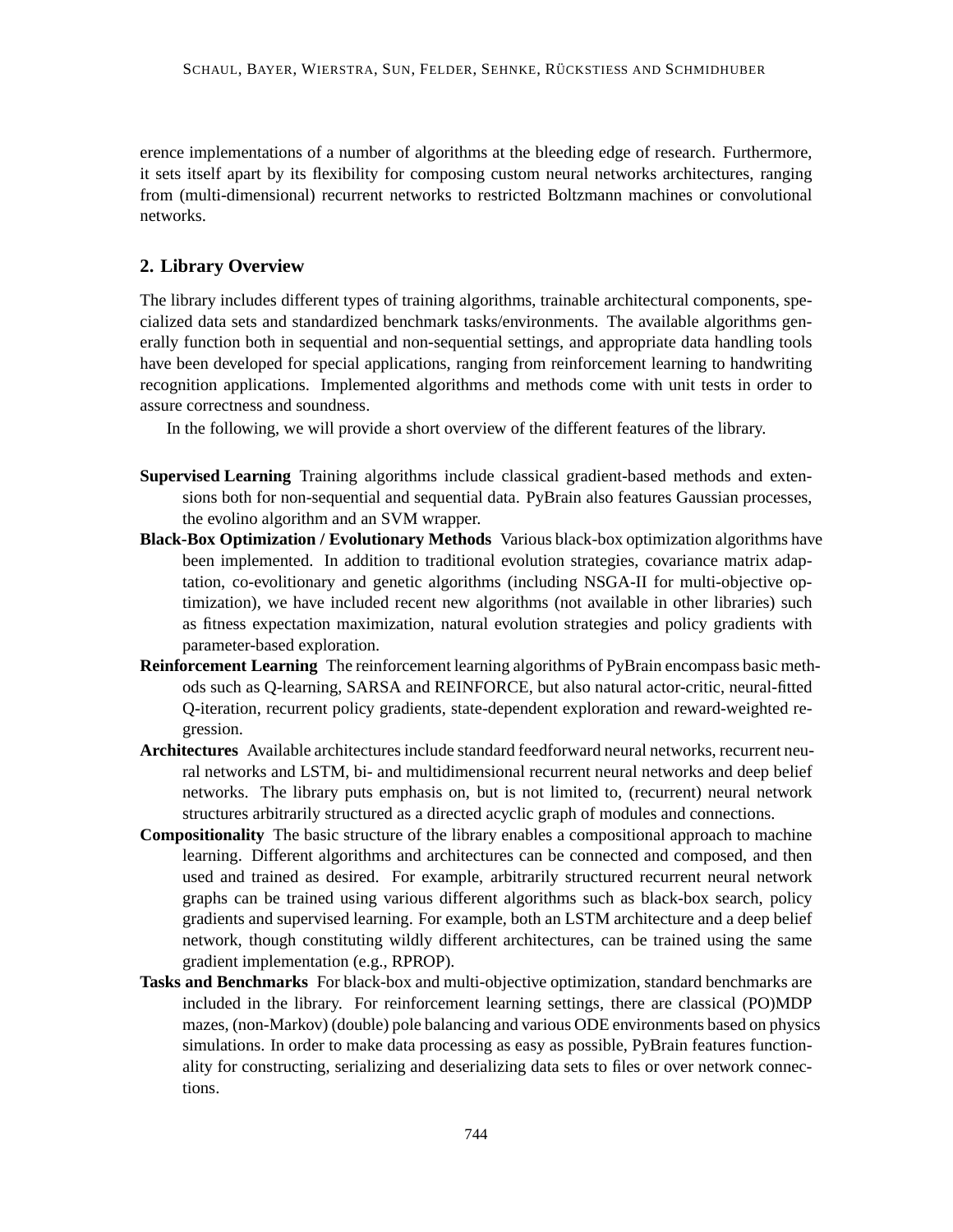erence implementations of a number of algorithms at the bleeding edge of research. Furthermore, it sets itself apart by its flexibility for composing custom neural networks architectures, ranging from (multi-dimensional) recurrent networks to restricted Boltzmann machines or convolutional networks.

## 2. Library Overview

The library includes different types of training algorithms, trainable architectural components, specialized data sets and standardized benchmark tasks/environments. The available algorithms generally function both in sequential and non-sequential settings, and appropriate data handling tools have been developed for special applications, ranging from reinforcement learning to handwriting recognition applications. Implemented algorithms and methods come with unit tests in order to assure correctness and soundness.

In the following, we will provide a short overview of the different features of the library.

**Supervised Learning** Training algorithms include classical gradient-based methods and extensions both for non-sequential and sequential data. PyBrain also features Gaussian processes, the evolino algorithm and an SVM wrapper.

**Black-Box Optimization / Evolutionary Methods** Various black-box optimization algorithms have been implemented. In addition to traditional evolution strategies, covariance matrix adaptation, co-evolitionary and genetic algorithms (including NSGA-II for multi-objective optimization), we have included recent new algorithms (not available in other libraries) such as fitness expectation maximization, natural evolution strategies and policy gradients with parameter-based exploration.

**Reinforcement Learning** The reinforcement learning algorithms of PyBrain encompass basic methods such as Q-learning, SARSA and REINFORCE, but also natural actor-critic, neural-fitted Q-iteration, recurrent policy gradients, state-dependent exploration and reward-weighted regression.

**Architectures** Available architectures include standard feedforward neural networks, recurrent neural networks and LSTM, bi- and multidimensional recurrent neural networks and deep belief networks. The library puts emphasis on, but is not limited to, (recurrent) neural network structures arbitrarily structured as a directed acyclic graph of modules and connections.

**Compositionality** The basic structure of the library enables a compositional approach to machine learning. Different algorithms and architectures can be connected and composed, and then used and trained as desired. For example, arbitrarily structured recurrent neural network graphs can be trained using various different algorithms such as black-box search, policy gradients and supervised learning. For example, both an LSTM architecture and a deep belief network, though constituting wildly different architectures, can be trained using the same gradient implementation (e.g., RPROP).

**Tasks and Benchmarks** For black-box and multi-objective optimization, standard benchmarks are included in the library. For reinforcement learning settings, there are classical (PO)MDP mazes, (non-Markov) (double) pole balancing and various ODE environments based on physics simulations. In order to make data processing as easy as possible, PyBrain features functionality for constructing, serializing and deserializing data sets to files or over network connections.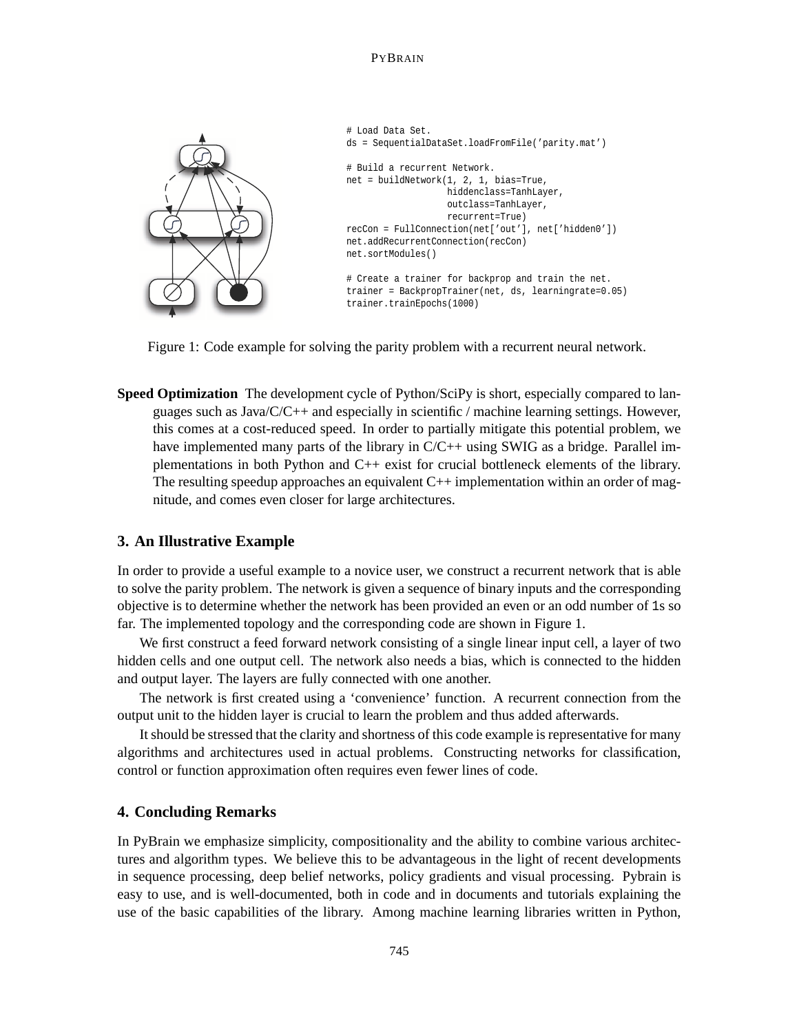```
# Load Data Set.
ds = SequentialDataSet.loadFromFile('parity.mat')

# Build a recurrent Network.
net = buildNetwork(1, 2, 1, bias=True,
                   hiddenclass=TanhLayer,
                   outclass=TanhLayer,
                   recurrent=True)
recCon = FullConnection(net['out'], net['hidden0'])
net.addRecurrentConnection(recCon)
net.sortModules()

# Create a trainer for backprop and train the net.
trainer = BackpropTrainer(net, ds, learningrate=0.05)
trainer.trainEpochs(1000)
```

Figure 1: Code example for solving the parity problem with a recurrent neural network.

**Speed Optimization** The development cycle of Python/SciPy is short, especially compared to languages such as Java/C/C++ and especially in scientific / machine learning settings. However, this comes at a cost-reduced speed. In order to partially mitigate this potential problem, we have implemented many parts of the library in C/C++ using SWIG as a bridge. Parallel implementations in both Python and C++ exist for crucial bottleneck elements of the library. The resulting speedup approaches an equivalent C++ implementation within an order of magnitude, and comes even closer for large architectures.

## 3. An Illustrative Example

In order to provide a useful example to a novice user, we construct a recurrent network that is able to solve the parity problem. The network is given a sequence of binary inputs and the corresponding objective is to determine whether the network has been provided an even or an odd number of `1`s so far. The implemented topology and the corresponding code are shown in Figure 1.

We first construct a feed forward network consisting of a single linear input cell, a layer of two hidden cells and one output cell. The network also needs a bias, which is connected to the hidden and output layer. The layers are fully connected with one another.

The network is first created using a 'convenience' function. A recurrent connection from the output unit to the hidden layer is crucial to learn the problem and thus added afterwards.

It should be stressed that the clarity and shortness of this code example is representative for many algorithms and architectures used in actual problems. Constructing networks for classification, control or function approximation often requires even fewer lines of code.

## 4. Concluding Remarks

In PyBrain we emphasize simplicity, compositionality and the ability to combine various architectures and algorithm types. We believe this to be advantageous in the light of recent developments in sequence processing, deep belief networks, policy gradients and visual processing. Pybrain is easy to use, and is well-documented, both in code and in documents and tutorials explaining the use of the basic capabilities of the library. Among machine learning libraries written in Python,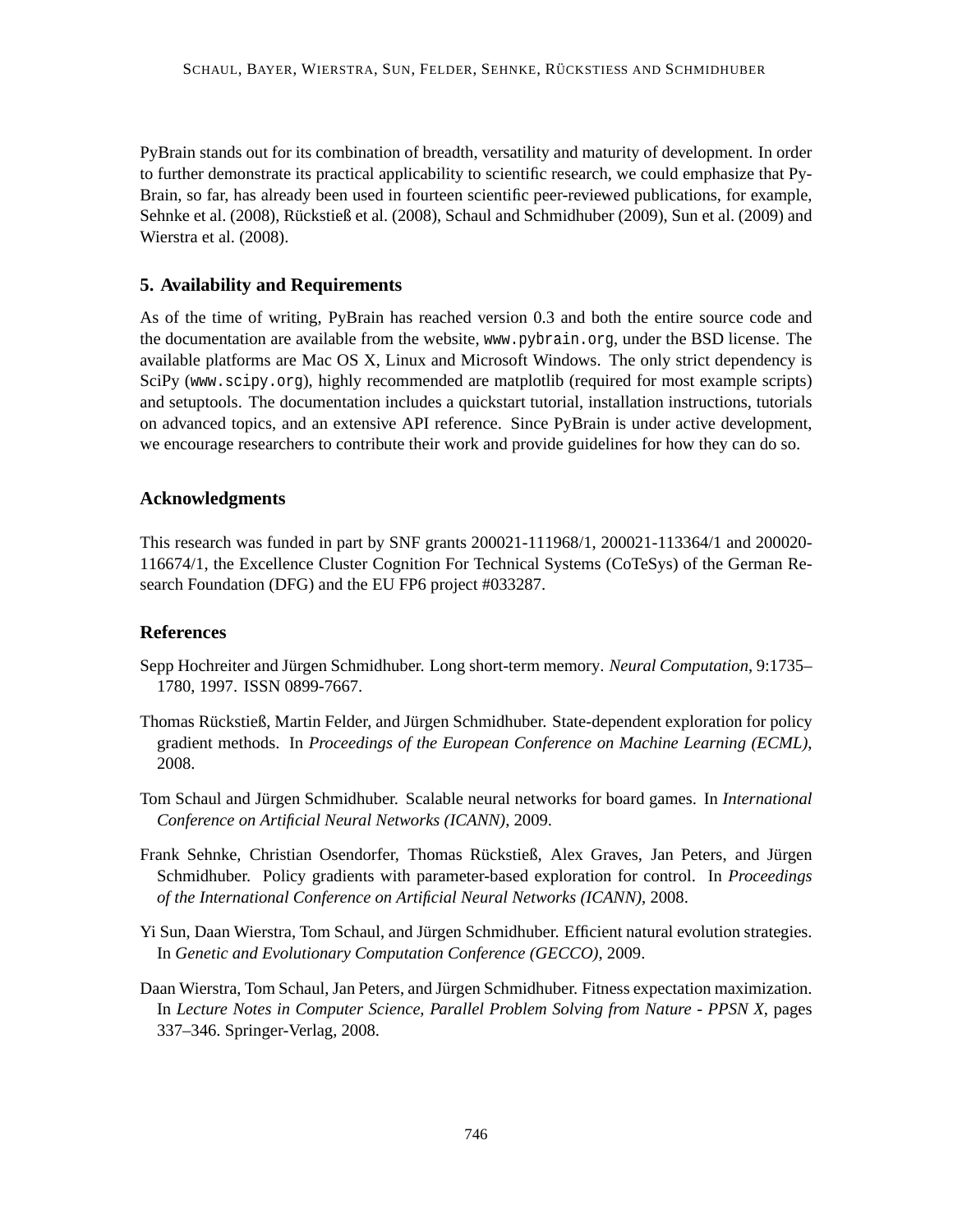PyBrain stands out for its combination of breadth, versatility and maturity of development. In order to further demonstrate its practical applicability to scientific research, we could emphasize that PyBrain, so far, has already been used in fourteen scientific peer-reviewed publications, for example, Sehnke et al. (2008), Rückstieß et al. (2008), Schaul and Schmidhuber (2009), Sun et al. (2009) and Wierstra et al. (2008).

## 5. Availability and Requirements

As of the time of writing, PyBrain has reached version 0.3 and both the entire source code and the documentation are available from the website, `www.pybrain.org`, under the BSD license. The available platforms are Mac OS X, Linux and Microsoft Windows. The only strict dependency is SciPy (`www.scipy.org`), highly recommended are matplotlib (required for most example scripts) and setuptools. The documentation includes a quickstart tutorial, installation instructions, tutorials on advanced topics, and an extensive API reference. Since PyBrain is under active development, we encourage researchers to contribute their work and provide guidelines for how they can do so.

## Acknowledgments

This research was funded in part by SNF grants 200021-111968/1, 200021-113364/1 and 200020-116674/1, the Excellence Cluster Cognition For Technical Systems (CoTeSys) of the German Research Foundation (DFG) and the EU FP6 project #033287.

## References

Sepp Hochreiter and Jürgen Schmidhuber. Long short-term memory. *Neural Computation*, 9:1735–1780, 1997. ISSN 0899-7667.

Thomas Rückstieß, Martin Felder, and Jürgen Schmidhuber. State-dependent exploration for policy gradient methods. In *Proceedings of the European Conference on Machine Learning (ECML)*, 2008.

Tom Schaul and Jürgen Schmidhuber. Scalable neural networks for board games. In *International Conference on Artificial Neural Networks (ICANN)*, 2009.

Frank Sehnke, Christian Osendorfer, Thomas Rückstieß, Alex Graves, Jan Peters, and Jürgen Schmidhuber. Policy gradients with parameter-based exploration for control. In *Proceedings of the International Conference on Artificial Neural Networks (ICANN)*, 2008.

Yi Sun, Daan Wierstra, Tom Schaul, and Jürgen Schmidhuber. Efficient natural evolution strategies. In *Genetic and Evolutionary Computation Conference (GECCO)*, 2009.

Daan Wierstra, Tom Schaul, Jan Peters, and Jürgen Schmidhuber. Fitness expectation maximization. In *Lecture Notes in Computer Science, Parallel Problem Solving from Nature - PPSN X*, pages 337–346. Springer-Verlag, 2008.